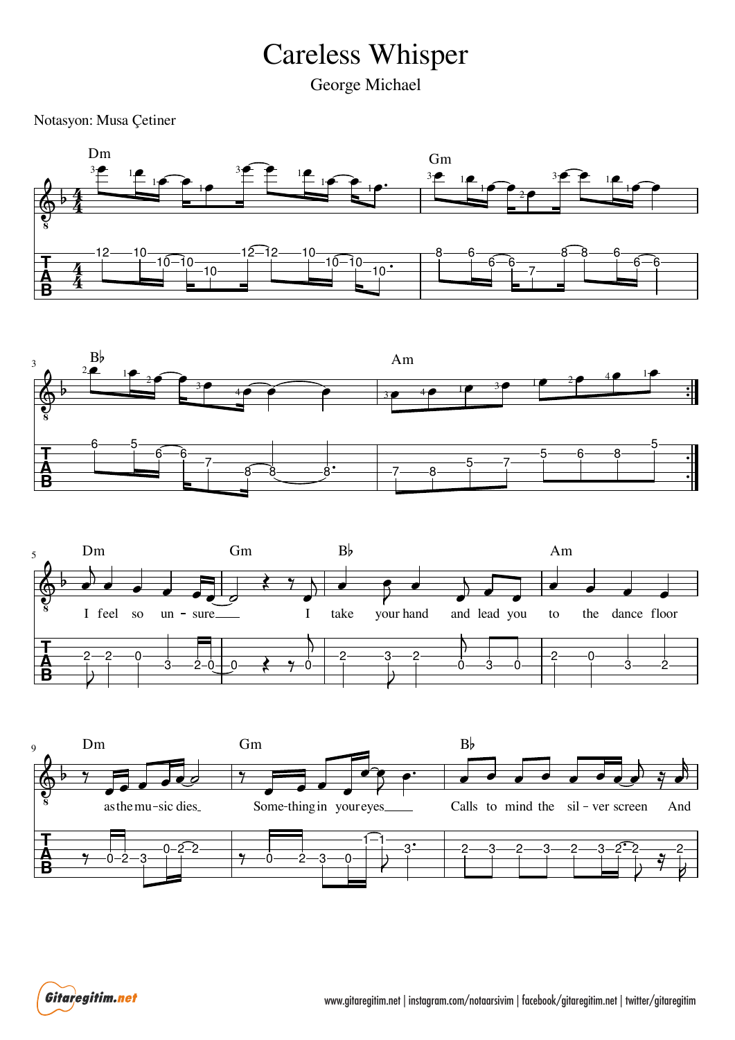# Careless Whisper

George Michael

Notasyon: Musa Çetiner

Dm Gm B♭ Am

Dm Gm B♭ Am

I feel so un - sure I take your hand and lead you to the dance floor

Dm Gm B♭

as the mu - sic dies Some-thing in your eyes Calls to mind the sil - ver screen And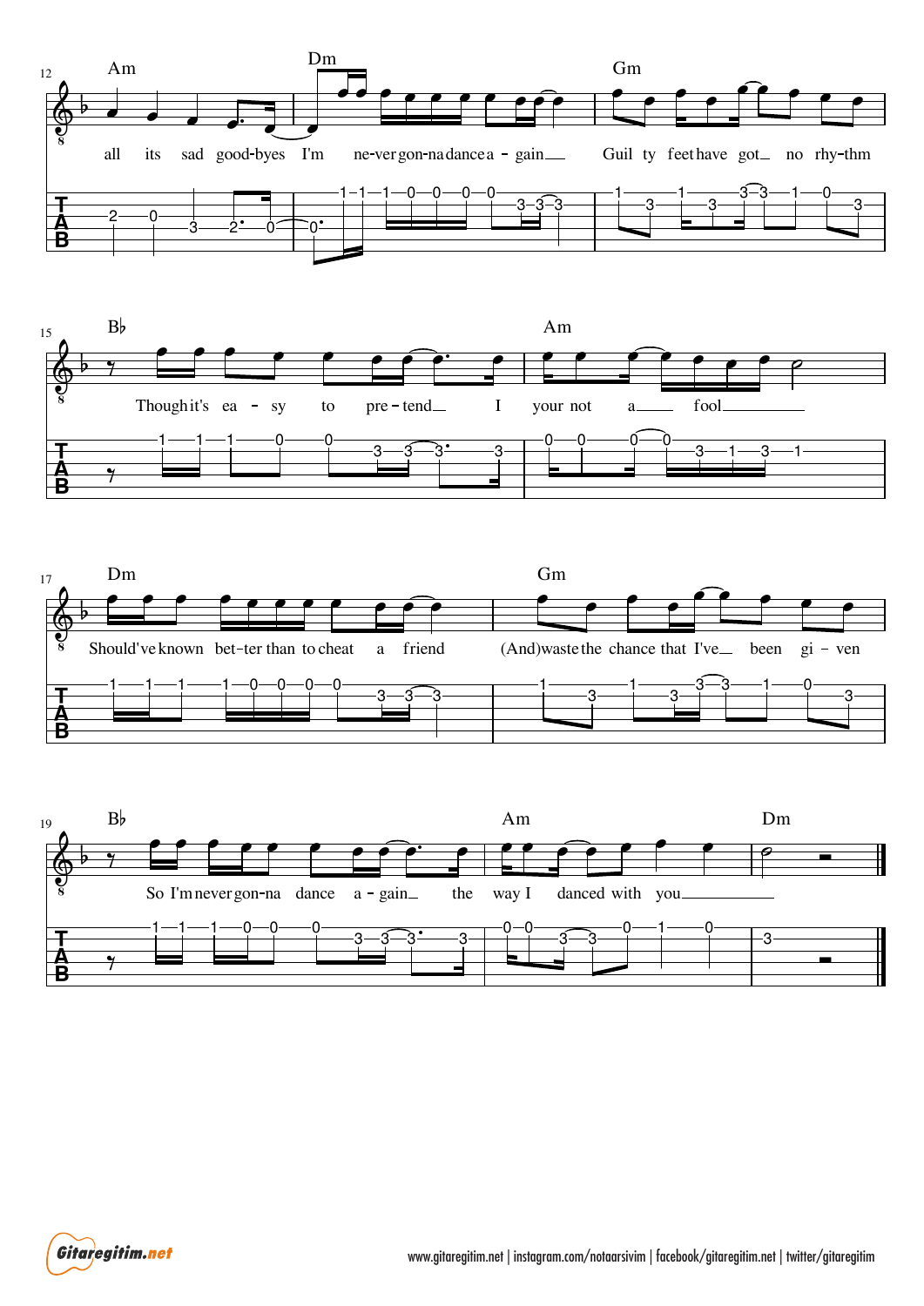Am Dm Gm
all its sad good-byes I'm ne-ver gon-na dance a - gain Guil ty feet have got no rhy-thm

B♭ Am
Though it's ea - sy to pre - tend I your not a fool

Dm Gm
Should've known bet-ter than to cheat a friend (And) waste the chance that I've been gi - ven

B♭ Am Dm
So I'm never gon-na dance a - gain the way I danced with you